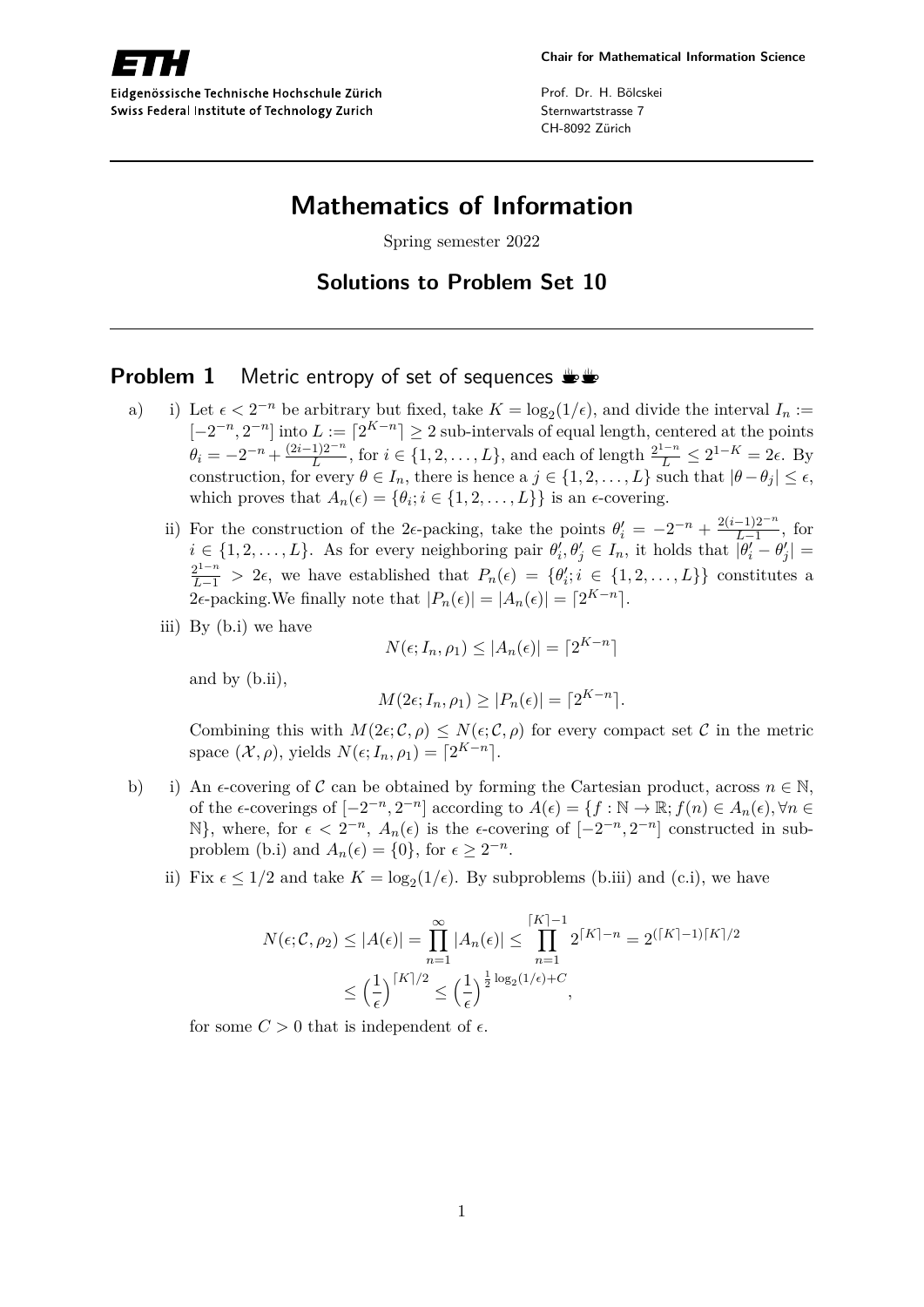Eidgenössische Technische Hochschule Zürich
Swiss Federal Institute of Technology Zurich

**Chair for Mathematical Information Science**

Prof. Dr. H. Bölcskei
Sternwartstrasse 7
CH-8092 Zürich

# Mathematics of Information

Spring semester 2022

## Solutions to Problem Set 10

### Problem 1 Metric entropy of set of sequences

a) i) Let $\epsilon < 2^{-n}$ be arbitrary but fixed, take $K = \log_2(1/\epsilon)$, and divide the interval $I_n := [-2^{-n}, 2^{-n}]$ into $L := \lceil 2^{K-n} \rceil \geq 2$ sub-intervals of equal length, centered at the points $\theta_i = -2^{-n} + \frac{(2i-1)2^{-n}}{L}$, for $i \in \{1, 2, \ldots, L\}$, and each of length $\frac{2^{1-n}}{L} \leq 2^{1-K} = 2\epsilon$. By construction, for every $\theta \in I_n$, there is hence a $j \in \{1, 2, \ldots, L\}$ such that $|\theta - \theta_j| \leq \epsilon$, which proves that $A_n(\epsilon) = \{\theta_i; i \in \{1, 2, \ldots, L\}\}$ is an $\epsilon$-covering.

ii) For the construction of the $2\epsilon$-packing, take the points $\theta'_i = -2^{-n} + \frac{2(i-1)2^{-n}}{L-1}$, for $i \in \{1, 2, \ldots, L\}$. As for every neighboring pair $\theta'_i, \theta'_j \in I_n$, it holds that $|\theta'_i - \theta'_j| = \frac{2^{1-n}}{L-1} > 2\epsilon$, we have established that $P_n(\epsilon) = \{\theta'_i; i \in \{1, 2, \ldots, L\}\}$ constitutes a $2\epsilon$-packing.We finally note that $|P_n(\epsilon)| = |A_n(\epsilon)| = \lceil 2^{K-n} \rceil$.

iii) By (b.i) we have

$$N(\epsilon; I_n, \rho_1) \leq |A_n(\epsilon)| = \lceil 2^{K-n} \rceil$$

and by (b.ii),

$$M(2\epsilon; I_n, \rho_1) \geq |P_n(\epsilon)| = \lceil 2^{K-n} \rceil.$$

Combining this with $M(2\epsilon; \mathcal{C}, \rho) \leq N(\epsilon; \mathcal{C}, \rho)$ for every compact set $\mathcal{C}$ in the metric space $(\mathcal{X}, \rho)$, yields $N(\epsilon; I_n, \rho_1) = \lceil 2^{K-n} \rceil$.

b) i) An $\epsilon$-covering of $\mathcal{C}$ can be obtained by forming the Cartesian product, across $n \in \mathbb{N}$, of the $\epsilon$-coverings of $[-2^{-n}, 2^{-n}]$ according to $A(\epsilon) = \{f : \mathbb{N} \to \mathbb{R}; f(n) \in A_n(\epsilon), \forall n \in \mathbb{N}\}$, where, for $\epsilon < 2^{-n}$, $A_n(\epsilon)$ is the $\epsilon$-covering of $[-2^{-n}, 2^{-n}]$ constructed in subproblem (b.i) and $A_n(\epsilon) = \{0\}$, for $\epsilon \geq 2^{-n}$.

ii) Fix $\epsilon \leq 1/2$ and take $K = \log_2(1/\epsilon)$. By subproblems (b.iii) and (c.i), we have

$$N(\epsilon; \mathcal{C}, \rho_2) \leq |A(\epsilon)| = \prod_{n=1}^{\infty} |A_n(\epsilon)| \leq \prod_{n=1}^{\lceil K \rceil - 1} 2^{\lceil K \rceil - n} = 2^{(\lceil K \rceil - 1)\lceil K \rceil / 2}$$
$$\leq \left(\frac{1}{\epsilon}\right)^{\lceil K \rceil / 2} \leq \left(\frac{1}{\epsilon}\right)^{\frac{1}{2}\log_2(1/\epsilon) + C},$$

for some $C > 0$ that is independent of $\epsilon$.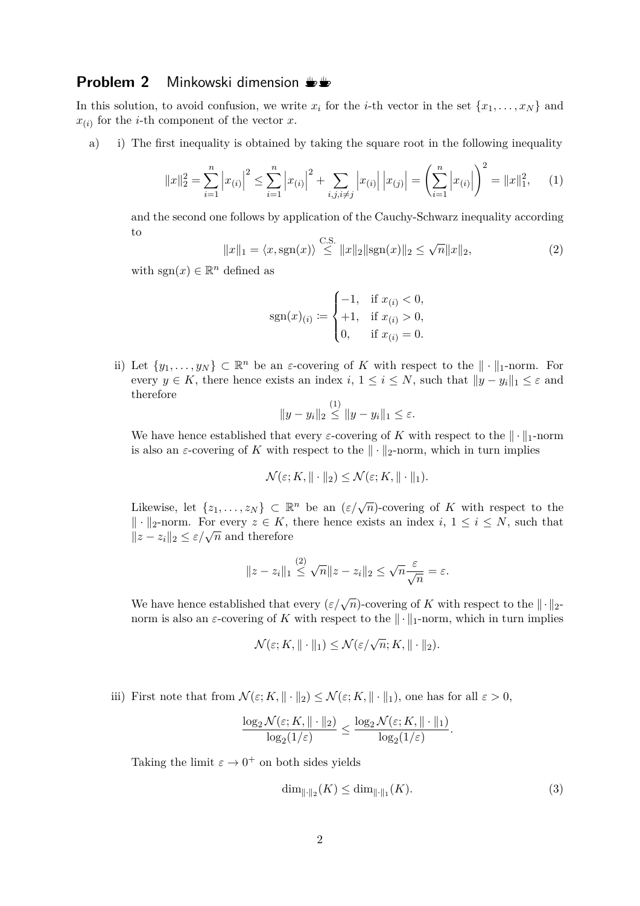## Problem 2 Minkowski dimension ☕☕

In this solution, to avoid confusion, we write $x_i$ for the $i$-th vector in the set $\{x_1, \dots, x_N\}$ and $x_{(i)}$ for the $i$-th component of the vector $x$.

a) i) The first inequality is obtained by taking the square root in the following inequality

$$\|x\|_2^2 = \sum_{i=1}^{n} \left|x_{(i)}\right|^2 \leq \sum_{i=1}^{n} \left|x_{(i)}\right|^2 + \sum_{i,j,i\neq j} \left|x_{(i)}\right| \left|x_{(j)}\right| = \left(\sum_{i=1}^{n} \left|x_{(i)}\right|\right)^2 = \|x\|_1^2, \tag{1}$$

and the second one follows by application of the Cauchy-Schwarz inequality according to

$$\|x\|_1 = \langle x, \operatorname{sgn}(x)\rangle \overset{\text{C.S.}}{\leq} \|x\|_2 \|\operatorname{sgn}(x)\|_2 \leq \sqrt{n}\|x\|_2, \tag{2}$$

with $\operatorname{sgn}(x) \in \mathbb{R}^n$ defined as

$$\operatorname{sgn}(x)_{(i)} := \begin{cases} -1, & \text{if } x_{(i)} < 0, \\ +1, & \text{if } x_{(i)} > 0, \\ 0, & \text{if } x_{(i)} = 0. \end{cases}$$

ii) Let $\{y_1, \dots, y_N\} \subset \mathbb{R}^n$ be an $\varepsilon$-covering of $K$ with respect to the $\|\cdot\|_1$-norm. For every $y \in K$, there hence exists an index $i$, $1 \leq i \leq N$, such that $\|y - y_i\|_1 \leq \varepsilon$ and therefore

$$\|y - y_i\|_2 \overset{(1)}{\leq} \|y - y_i\|_1 \leq \varepsilon.$$

We have hence established that every $\varepsilon$-covering of $K$ with respect to the $\|\cdot\|_1$-norm is also an $\varepsilon$-covering of $K$ with respect to the $\|\cdot\|_2$-norm, which in turn implies

$$\mathcal{N}(\varepsilon; K, \|\cdot\|_2) \leq \mathcal{N}(\varepsilon; K, \|\cdot\|_1).$$

Likewise, let $\{z_1, \dots, z_N\} \subset \mathbb{R}^n$ be an $(\varepsilon/\sqrt{n})$-covering of $K$ with respect to the $\|\cdot\|_2$-norm. For every $z \in K$, there hence exists an index $i$, $1 \leq i \leq N$, such that $\|z - z_i\|_2 \leq \varepsilon/\sqrt{n}$ and therefore

$$\|z - z_i\|_1 \overset{(2)}{\leq} \sqrt{n}\|z - z_i\|_2 \leq \sqrt{n}\frac{\varepsilon}{\sqrt{n}} = \varepsilon.$$

We have hence established that every $(\varepsilon/\sqrt{n})$-covering of $K$ with respect to the $\|\cdot\|_2$-norm is also an $\varepsilon$-covering of $K$ with respect to the $\|\cdot\|_1$-norm, which in turn implies

$$\mathcal{N}(\varepsilon; K, \|\cdot\|_1) \leq \mathcal{N}(\varepsilon/\sqrt{n}; K, \|\cdot\|_2).$$

iii) First note that from $\mathcal{N}(\varepsilon; K, \|\cdot\|_2) \leq \mathcal{N}(\varepsilon; K, \|\cdot\|_1)$, one has for all $\varepsilon > 0$,

$$\frac{\log_2 \mathcal{N}(\varepsilon; K, \|\cdot\|_2)}{\log_2(1/\varepsilon)} \leq \frac{\log_2 \mathcal{N}(\varepsilon; K, \|\cdot\|_1)}{\log_2(1/\varepsilon)}.$$

Taking the limit $\varepsilon \to 0^+$ on both sides yields

$$\dim_{\|\cdot\|_2}(K) \leq \dim_{\|\cdot\|_1}(K). \tag{3}$$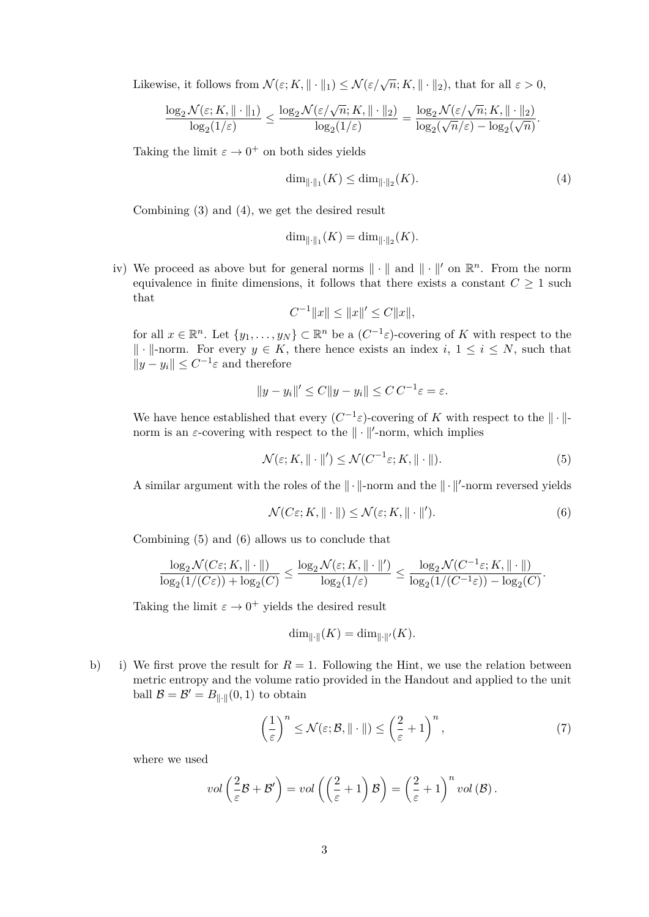Likewise, it follows from $\mathcal{N}(\varepsilon; K, \|\cdot\|_1) \leq \mathcal{N}(\varepsilon/\sqrt{n}; K, \|\cdot\|_2)$, that for all $\varepsilon > 0$,

$$\frac{\log_2 \mathcal{N}(\varepsilon; K, \|\cdot\|_1)}{\log_2(1/\varepsilon)} \leq \frac{\log_2 \mathcal{N}(\varepsilon/\sqrt{n}; K, \|\cdot\|_2)}{\log_2(1/\varepsilon)} = \frac{\log_2 \mathcal{N}(\varepsilon/\sqrt{n}; K, \|\cdot\|_2)}{\log_2(\sqrt{n}/\varepsilon) - \log_2(\sqrt{n})}.$$

Taking the limit $\varepsilon \to 0^+$ on both sides yields

$$\dim_{\|\cdot\|_1}(K) \leq \dim_{\|\cdot\|_2}(K). \tag{4}$$

Combining (3) and (4), we get the desired result

$$\dim_{\|\cdot\|_1}(K) = \dim_{\|\cdot\|_2}(K).$$

iv) We proceed as above but for general norms $\|\cdot\|$ and $\|\cdot\|'$ on $\mathbb{R}^n$. From the norm equivalence in finite dimensions, it follows that there exists a constant $C \geq 1$ such that

$$C^{-1}\|x\| \leq \|x\|' \leq C\|x\|,$$

for all $x \in \mathbb{R}^n$. Let $\{y_1, \ldots, y_N\} \subset \mathbb{R}^n$ be a $(C^{-1}\varepsilon)$-covering of $K$ with respect to the $\|\cdot\|$-norm. For every $y \in K$, there hence exists an index $i$, $1 \leq i \leq N$, such that $\|y - y_i\| \leq C^{-1}\varepsilon$ and therefore

$$\|y - y_i\|' \leq C\|y - y_i\| \leq C\, C^{-1}\varepsilon = \varepsilon.$$

We have hence established that every $(C^{-1}\varepsilon)$-covering of $K$ with respect to the $\|\cdot\|$-norm is an $\varepsilon$-covering with respect to the $\|\cdot\|'$-norm, which implies

$$\mathcal{N}(\varepsilon; K, \|\cdot\|') \leq \mathcal{N}(C^{-1}\varepsilon; K, \|\cdot\|). \tag{5}$$

A similar argument with the roles of the $\|\cdot\|$-norm and the $\|\cdot\|'$-norm reversed yields

$$\mathcal{N}(C\varepsilon; K, \|\cdot\|) \leq \mathcal{N}(\varepsilon; K, \|\cdot\|'). \tag{6}$$

Combining (5) and (6) allows us to conclude that

$$\frac{\log_2 \mathcal{N}(C\varepsilon; K, \|\cdot\|)}{\log_2(1/(C\varepsilon)) + \log_2(C)} \leq \frac{\log_2 \mathcal{N}(\varepsilon; K, \|\cdot\|')}{\log_2(1/\varepsilon)} \leq \frac{\log_2 \mathcal{N}(C^{-1}\varepsilon; K, \|\cdot\|)}{\log_2(1/(C^{-1}\varepsilon)) - \log_2(C)}.$$

Taking the limit $\varepsilon \to 0^+$ yields the desired result

$$\dim_{\|\cdot\|}(K) = \dim_{\|\cdot\|'}(K).$$

b) i) We first prove the result for $R = 1$. Following the Hint, we use the relation between metric entropy and the volume ratio provided in the Handout and applied to the unit ball $\mathcal{B} = \mathcal{B}' = B_{\|\cdot\|}(0, 1)$ to obtain

$$\left(\frac{1}{\varepsilon}\right)^n \leq \mathcal{N}(\varepsilon; \mathcal{B}, \|\cdot\|) \leq \left(\frac{2}{\varepsilon} + 1\right)^n, \tag{7}$$

where we used

$$vol\left(\frac{2}{\varepsilon}\mathcal{B} + \mathcal{B}'\right) = vol\left(\left(\frac{2}{\varepsilon} + 1\right)\mathcal{B}\right) = \left(\frac{2}{\varepsilon} + 1\right)^n vol\left(\mathcal{B}\right).$$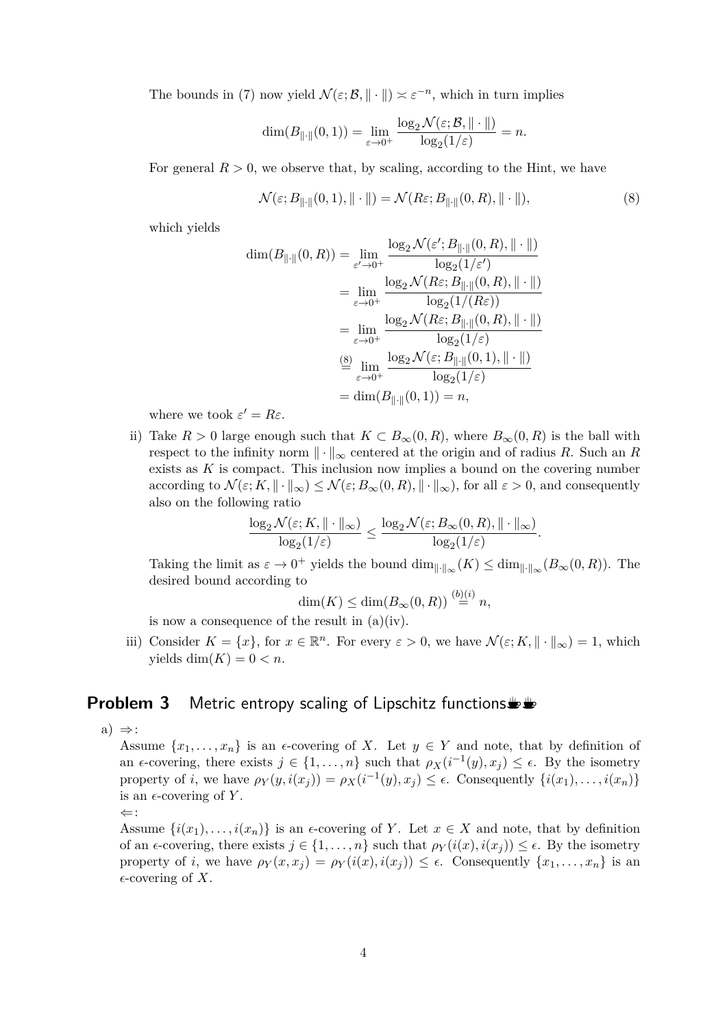The bounds in (7) now yield $\mathcal{N}(\varepsilon; \mathcal{B}, \|\cdot\|) \asymp \varepsilon^{-n}$, which in turn implies

$$\dim(B_{\|\cdot\|}(0,1)) = \lim_{\varepsilon \to 0^+} \frac{\log_2 \mathcal{N}(\varepsilon; \mathcal{B}, \|\cdot\|)}{\log_2(1/\varepsilon)} = n.$$

For general $R > 0$, we observe that, by scaling, according to the Hint, we have

$$\mathcal{N}(\varepsilon; B_{\|\cdot\|}(0,1), \|\cdot\|) = \mathcal{N}(R\varepsilon; B_{\|\cdot\|}(0,R), \|\cdot\|), \tag{8}$$

which yields

$$\begin{aligned}
\dim(B_{\|\cdot\|}(0,R)) &= \lim_{\varepsilon' \to 0^+} \frac{\log_2 \mathcal{N}(\varepsilon'; B_{\|\cdot\|}(0,R), \|\cdot\|)}{\log_2(1/\varepsilon')} \\
&= \lim_{\varepsilon \to 0^+} \frac{\log_2 \mathcal{N}(R\varepsilon; B_{\|\cdot\|}(0,R), \|\cdot\|)}{\log_2(1/(R\varepsilon))} \\
&= \lim_{\varepsilon \to 0^+} \frac{\log_2 \mathcal{N}(R\varepsilon; B_{\|\cdot\|}(0,R), \|\cdot\|)}{\log_2(1/\varepsilon)} \\
&\overset{(8)}{=} \lim_{\varepsilon \to 0^+} \frac{\log_2 \mathcal{N}(\varepsilon; B_{\|\cdot\|}(0,1), \|\cdot\|)}{\log_2(1/\varepsilon)} \\
&= \dim(B_{\|\cdot\|}(0,1)) = n,
\end{aligned}$$

where we took $\varepsilon' = R\varepsilon$.

ii) Take $R > 0$ large enough such that $K \subset B_\infty(0,R)$, where $B_\infty(0,R)$ is the ball with respect to the infinity norm $\|\cdot\|_\infty$ centered at the origin and of radius $R$. Such an $R$ exists as $K$ is compact. This inclusion now implies a bound on the covering number according to $\mathcal{N}(\varepsilon; K, \|\cdot\|_\infty) \le \mathcal{N}(\varepsilon; B_\infty(0,R), \|\cdot\|_\infty)$, for all $\varepsilon > 0$, and consequently also on the following ratio

$$\frac{\log_2 \mathcal{N}(\varepsilon; K, \|\cdot\|_\infty)}{\log_2(1/\varepsilon)} \le \frac{\log_2 \mathcal{N}(\varepsilon; B_\infty(0,R), \|\cdot\|_\infty)}{\log_2(1/\varepsilon)}.$$

Taking the limit as $\varepsilon \to 0^+$ yields the bound $\dim_{\|\cdot\|_\infty}(K) \le \dim_{\|\cdot\|_\infty}(B_\infty(0,R))$. The desired bound according to

$$\dim(K) \le \dim(B_\infty(0,R)) \overset{(b)(i)}{=} n,$$

is now a consequence of the result in (a)(iv).

iii) Consider $K = \{x\}$, for $x \in \mathbb{R}^n$. For every $\varepsilon > 0$, we have $\mathcal{N}(\varepsilon; K, \|\cdot\|_\infty) = 1$, which yields $\dim(K) = 0 < n$.

## Problem 3 Metric entropy scaling of Lipschitz functions

a) $\Rightarrow$:

Assume $\{x_1, \ldots, x_n\}$ is an $\epsilon$-covering of $X$. Let $y \in Y$ and note, that by definition of an $\epsilon$-covering, there exists $j \in \{1, \ldots, n\}$ such that $\rho_X(i^{-1}(y), x_j) \le \epsilon$. By the isometry property of $i$, we have $\rho_Y(y, i(x_j)) = \rho_X(i^{-1}(y), x_j) \le \epsilon$. Consequently $\{i(x_1), \ldots, i(x_n)\}$ is an $\epsilon$-covering of $Y$.

$\Leftarrow$:

Assume $\{i(x_1), \ldots, i(x_n)\}$ is an $\epsilon$-covering of $Y$. Let $x \in X$ and note, that by definition of an $\epsilon$-covering, there exists $j \in \{1, \ldots, n\}$ such that $\rho_Y(i(x), i(x_j)) \le \epsilon$. By the isometry property of $i$, we have $\rho_Y(x, x_j) = \rho_Y(i(x), i(x_j)) \le \epsilon$. Consequently $\{x_1, \ldots, x_n\}$ is an $\epsilon$-covering of $X$.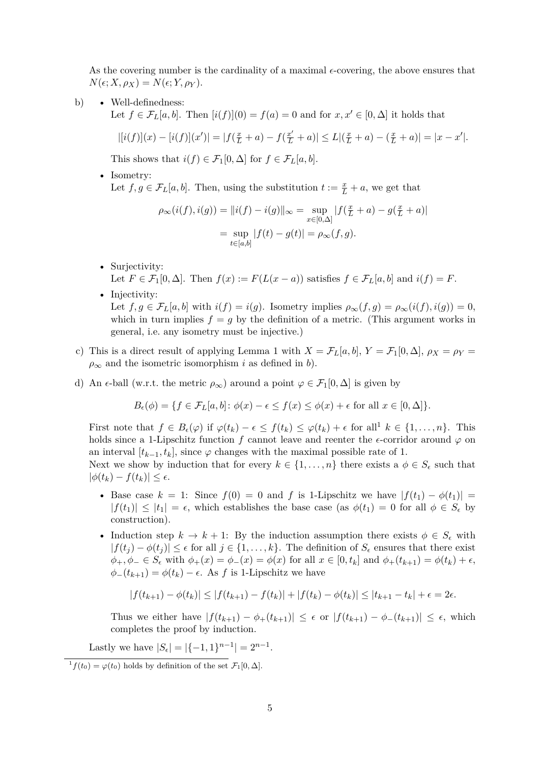As the covering number is the cardinality of a maximal $\epsilon$-covering, the above ensures that $N(\epsilon; X, \rho_X) = N(\epsilon; Y, \rho_Y)$.

b)
- Well-definedness:
  Let $f \in \mathcal{F}_L[a,b]$. Then $[i(f)](0) = f(a) = 0$ and for $x, x' \in [0, \Delta]$ it holds that

  $$|[i(f)](x) - [i(f)](x')| = |f(\tfrac{x}{L} + a) - f(\tfrac{x'}{L} + a)| \leq L|(\tfrac{x}{L} + a) - (\tfrac{x}{L} + a)| = |x - x'|.$$

  This shows that $i(f) \in \mathcal{F}_1[0, \Delta]$ for $f \in \mathcal{F}_L[a,b]$.

- Isometry:
  Let $f, g \in \mathcal{F}_L[a,b]$. Then, using the substitution $t := \frac{x}{L} + a$, we get that

  $$\begin{aligned}\rho_\infty(i(f), i(g)) = \|i(f) - i(g)\|_\infty &= \sup_{x \in [0,\Delta]} |f(\tfrac{x}{L} + a) - g(\tfrac{x}{L} + a)| \\ &= \sup_{t \in [a,b]} |f(t) - g(t)| = \rho_\infty(f, g).\end{aligned}$$

- Surjectivity:
  Let $F \in \mathcal{F}_1[0, \Delta]$. Then $f(x) := F(L(x-a))$ satisfies $f \in \mathcal{F}_L[a,b]$ and $i(f) = F$.

- Injectivity:
  Let $f, g \in \mathcal{F}_L[a,b]$ with $i(f) = i(g)$. Isometry implies $\rho_\infty(f,g) = \rho_\infty(i(f), i(g)) = 0$, which in turn implies $f = g$ by the definition of a metric. (This argument works in general, i.e. any isometry must be injective.)

c) This is a direct result of applying Lemma 1 with $X = \mathcal{F}_L[a,b]$, $Y = \mathcal{F}_1[0, \Delta]$, $\rho_X = \rho_Y = \rho_\infty$ and the isometric isomorphism $i$ as defined in $b$).

d) An $\epsilon$-ball (w.r.t. the metric $\rho_\infty$) around a point $\varphi \in \mathcal{F}_1[0, \Delta]$ is given by

$$B_\epsilon(\phi) = \{f \in \mathcal{F}_L[a,b] \colon \phi(x) - \epsilon \leq f(x) \leq \phi(x) + \epsilon \text{ for all } x \in [0, \Delta]\}.$$

First note that $f \in B_\epsilon(\varphi)$ if $\varphi(t_k) - \epsilon \leq f(t_k) \leq \varphi(t_k) + \epsilon$ for all[1] $k \in \{1, \ldots, n\}$. This holds since a 1-Lipschitz function $f$ cannot leave and reenter the $\epsilon$-corridor around $\varphi$ on an interval $[t_{k-1}, t_k]$, since $\varphi$ changes with the maximal possible rate of 1.
Next we show by induction that for every $k \in \{1, \ldots, n\}$ there exists a $\phi \in S_\epsilon$ such that $|\phi(t_k) - f(t_k)| \leq \epsilon$.

- Base case $k = 1$: Since $f(0) = 0$ and $f$ is 1-Lipschitz we have $|f(t_1) - \phi(t_1)| = |f(t_1)| \leq |t_1| = \epsilon$, which establishes the base case (as $\phi(t_1) = 0$ for all $\phi \in S_\epsilon$ by construction).

- Induction step $k \to k+1$: By the induction assumption there exists $\phi \in S_\epsilon$ with $|f(t_j) - \phi(t_j)| \leq \epsilon$ for all $j \in \{1, \ldots, k\}$. The definition of $S_\epsilon$ ensures that there exist $\phi_+, \phi_- \in S_\epsilon$ with $\phi_+(x) = \phi_-(x) = \phi(x)$ for all $x \in [0, t_k]$ and $\phi_+(t_{k+1}) = \phi(t_k) + \epsilon$, $\phi_-(t_{k+1}) = \phi(t_k) - \epsilon$. As $f$ is 1-Lipschitz we have

  $$|f(t_{k+1}) - \phi(t_k)| \leq |f(t_{k+1}) - f(t_k)| + |f(t_k) - \phi(t_k)| \leq |t_{k+1} - t_k| + \epsilon = 2\epsilon.$$

  Thus we either have $|f(t_{k+1}) - \phi_+(t_{k+1})| \leq \epsilon$ or $|f(t_{k+1}) - \phi_-(t_{k+1})| \leq \epsilon$, which completes the proof by induction.

Lastly we have $|S_\epsilon| = |\{-1, 1\}^{n-1}| = 2^{n-1}$.

[1] $f(t_0) = \varphi(t_0)$ holds by definition of the set $\mathcal{F}_1[0, \Delta]$.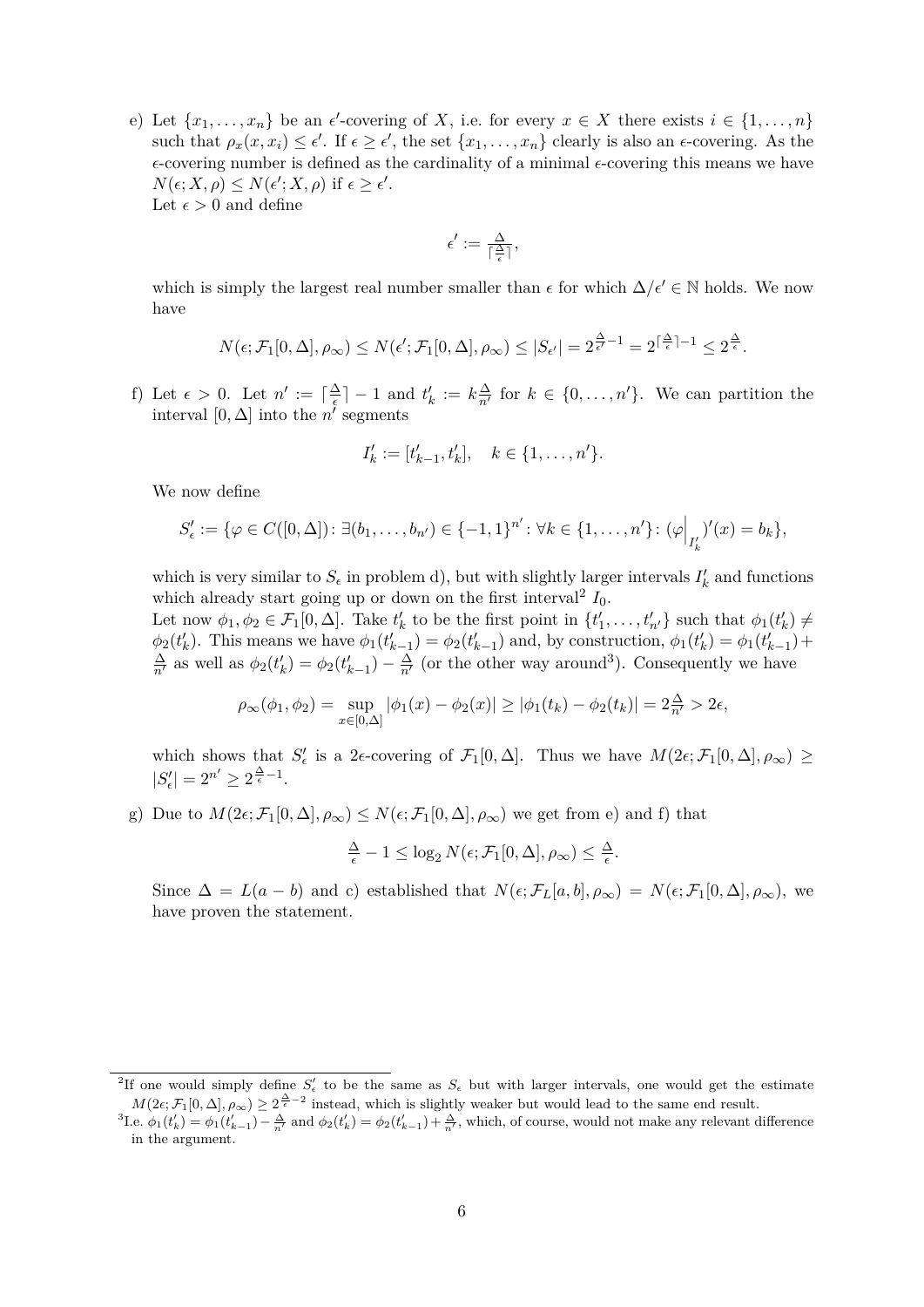e) Let $\{x_1, \ldots, x_n\}$ be an $\epsilon'$-covering of $X$, i.e. for every $x \in X$ there exists $i \in \{1, \ldots, n\}$ such that $\rho_x(x, x_i) \le \epsilon'$. If $\epsilon \ge \epsilon'$, the set $\{x_1, \ldots, x_n\}$ clearly is also an $\epsilon$-covering. As the $\epsilon$-covering number is defined as the cardinality of a minimal $\epsilon$-covering this means we have $N(\epsilon; X, \rho) \le N(\epsilon'; X, \rho)$ if $\epsilon \ge \epsilon'$.
Let $\epsilon > 0$ and define

$$\epsilon' := \frac{\Delta}{\lceil \frac{\Delta}{\epsilon} \rceil},$$

which is simply the largest real number smaller than $\epsilon$ for which $\Delta/\epsilon' \in \mathbb{N}$ holds. We now have

$$N(\epsilon; \mathcal{F}_1[0, \Delta], \rho_\infty) \le N(\epsilon'; \mathcal{F}_1[0, \Delta], \rho_\infty) \le |S_{\epsilon'}| = 2^{\frac{\Delta}{\epsilon'} - 1} = 2^{\lceil \frac{\Delta}{\epsilon} \rceil - 1} \le 2^{\frac{\Delta}{\epsilon}}.$$

f) Let $\epsilon > 0$. Let $n' := \lceil \frac{\Delta}{\epsilon} \rceil - 1$ and $t'_k := k\frac{\Delta}{n'}$ for $k \in \{0, \ldots, n'\}$. We can partition the interval $[0, \Delta]$ into the $n'$ segments

$$I'_k := [t'_{k-1}, t'_k], \quad k \in \{1, \ldots, n'\}.$$

We now define

$$S'_\epsilon := \{\varphi \in C([0, \Delta]) \colon \exists (b_1, \ldots, b_{n'}) \in \{-1, 1\}^{n'} \colon \forall k \in \{1, \ldots, n'\} \colon (\varphi\Big|_{I'_k})'(x) = b_k\},$$

which is very similar to $S_\epsilon$ in problem d), but with slightly larger intervals $I'_k$ and functions which already start going up or down on the first interval[2] $I_0$.
Let now $\phi_1, \phi_2 \in \mathcal{F}_1[0, \Delta]$. Take $t'_k$ to be the first point in $\{t'_1, \ldots, t'_{n'}\}$ such that $\phi_1(t'_k) \ne \phi_2(t'_k)$. This means we have $\phi_1(t'_{k-1}) = \phi_2(t'_{k-1})$ and, by construction, $\phi_1(t'_k) = \phi_1(t'_{k-1}) + \frac{\Delta}{n'}$ as well as $\phi_2(t'_k) = \phi_2(t'_{k-1}) - \frac{\Delta}{n'}$ (or the other way around[3]). Consequently we have

$$\rho_\infty(\phi_1, \phi_2) = \sup_{x \in [0, \Delta]} |\phi_1(x) - \phi_2(x)| \ge |\phi_1(t_k) - \phi_2(t_k)| = 2\frac{\Delta}{n'} > 2\epsilon,$$

which shows that $S'_\epsilon$ is a $2\epsilon$-covering of $\mathcal{F}_1[0, \Delta]$. Thus we have $M(2\epsilon; \mathcal{F}_1[0, \Delta], \rho_\infty) \ge |S'_\epsilon| = 2^{n'} \ge 2^{\frac{\Delta}{\epsilon} - 1}$.

g) Due to $M(2\epsilon; \mathcal{F}_1[0, \Delta], \rho_\infty) \le N(\epsilon; \mathcal{F}_1[0, \Delta], \rho_\infty)$ we get from e) and f) that

$$\frac{\Delta}{\epsilon} - 1 \le \log_2 N(\epsilon; \mathcal{F}_1[0, \Delta], \rho_\infty) \le \frac{\Delta}{\epsilon}.$$

Since $\Delta = L(a - b)$ and c) established that $N(\epsilon; \mathcal{F}_L[a, b], \rho_\infty) = N(\epsilon; \mathcal{F}_1[0, \Delta], \rho_\infty)$, we have proven the statement.

---

[2] If one would simply define $S'_\epsilon$ to be the same as $S_\epsilon$ but with larger intervals, one would get the estimate $M(2\epsilon; \mathcal{F}_1[0, \Delta], \rho_\infty) \ge 2^{\frac{\Delta}{\epsilon} - 2}$ instead, which is slightly weaker but would lead to the same end result.

[3] I.e. $\phi_1(t'_k) = \phi_1(t'_{k-1}) - \frac{\Delta}{n'}$ and $\phi_2(t'_k) = \phi_2(t'_{k-1}) + \frac{\Delta}{n'}$, which, of course, would not make any relevant difference in the argument.